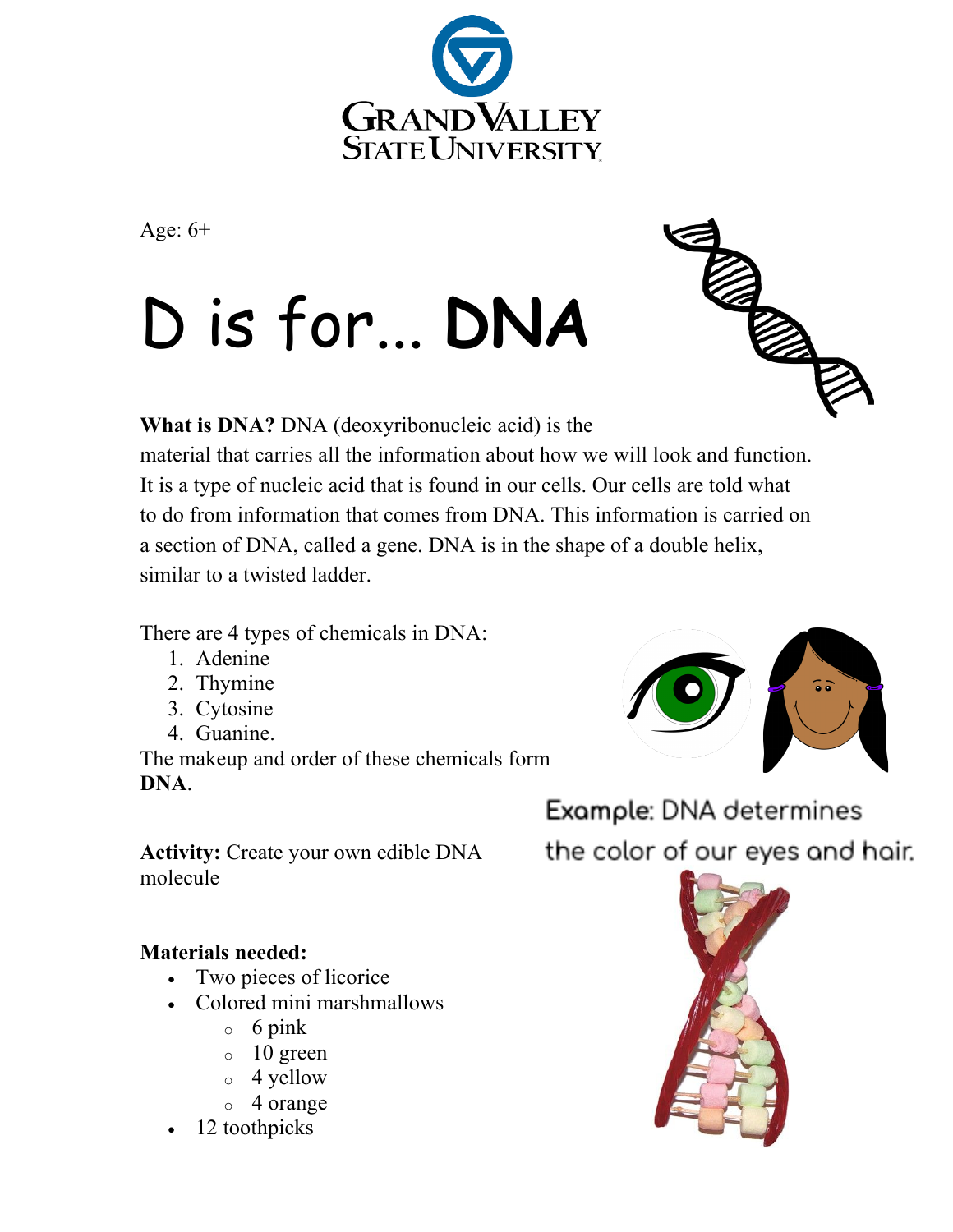Age: 6+

# D is for... **DNA**

**What is DNA?** DNA (deoxyribonucleic acid) is the material that carries all the information about how we will look and function. It is a type of nucleic acid that is found in our cells. Our cells are told what to do from information that comes from DNA. This information is carried on a section of DNA, called a gene. DNA is in the shape of a double helix, similar to a twisted ladder.

There are 4 types of chemicals in DNA:

1. Adenine
2. Thymine
3. Cytosine
4. Guanine.

The makeup and order of these chemicals form **DNA**.

Example: DNA determines the color of our eyes and hair.

**Activity:** Create your own edible DNA molecule

**Materials needed:**

- Two pieces of licorice
- Colored mini marshmallows
  - 6 pink
  - 10 green
  - 4 yellow
  - 4 orange
- 12 toothpicks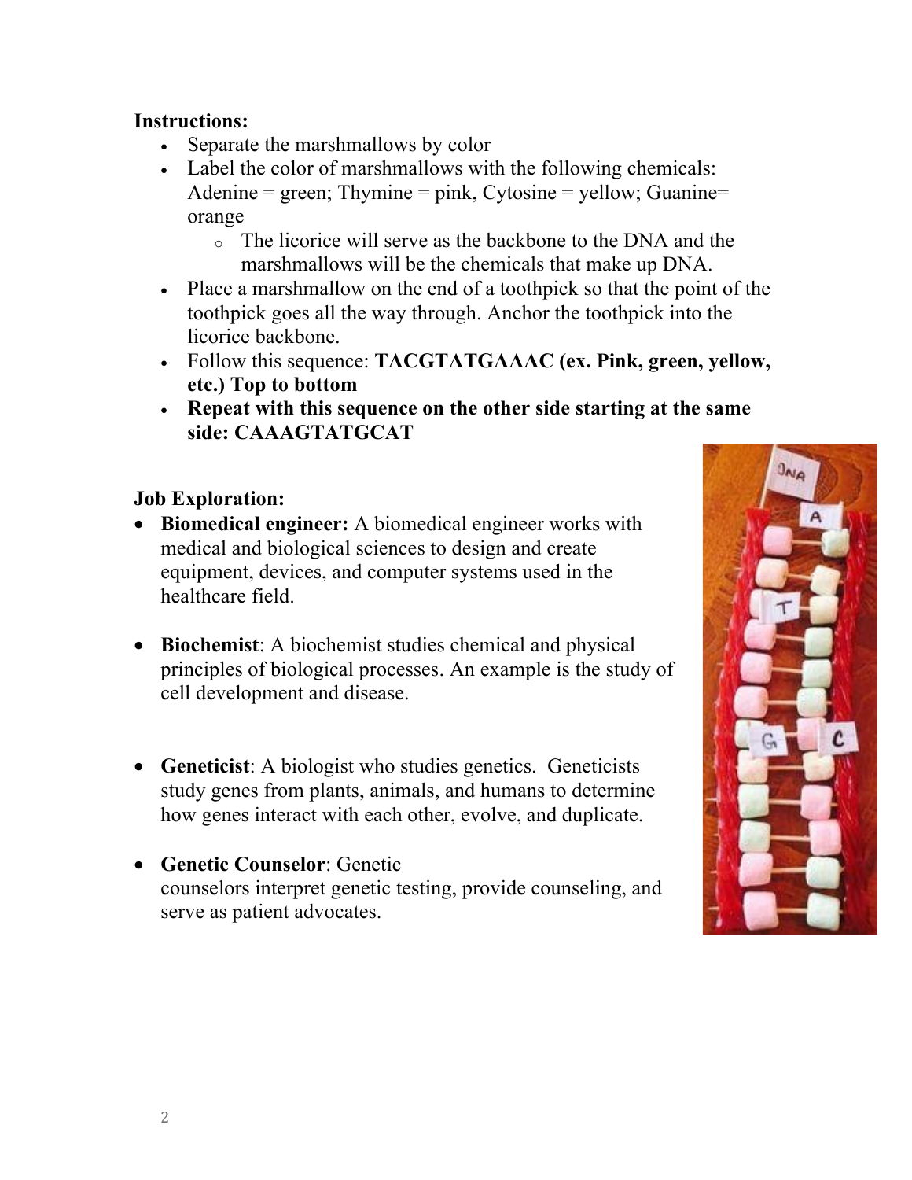**Instructions:**

- Separate the marshmallows by color
- Label the color of marshmallows with the following chemicals: Adenine = green; Thymine = pink, Cytosine = yellow; Guanine= orange
  - The licorice will serve as the backbone to the DNA and the marshmallows will be the chemicals that make up DNA.
- Place a marshmallow on the end of a toothpick so that the point of the toothpick goes all the way through. Anchor the toothpick into the licorice backbone.
- Follow this sequence: **TACGTATGAAAC (ex. Pink, green, yellow, etc.) Top to bottom**
- **Repeat with this sequence on the other side starting at the same side: CAAAGTATGCAT**

**Job Exploration:**

- **Biomedical engineer:** A biomedical engineer works with medical and biological sciences to design and create equipment, devices, and computer systems used in the healthcare field.
- **Biochemist**: A biochemist studies chemical and physical principles of biological processes. An example is the study of cell development and disease.
- **Geneticist**: A biologist who studies genetics. Geneticists study genes from plants, animals, and humans to determine how genes interact with each other, evolve, and duplicate.
- **Genetic Counselor**: Genetic counselors interpret genetic testing, provide counseling, and serve as patient advocates.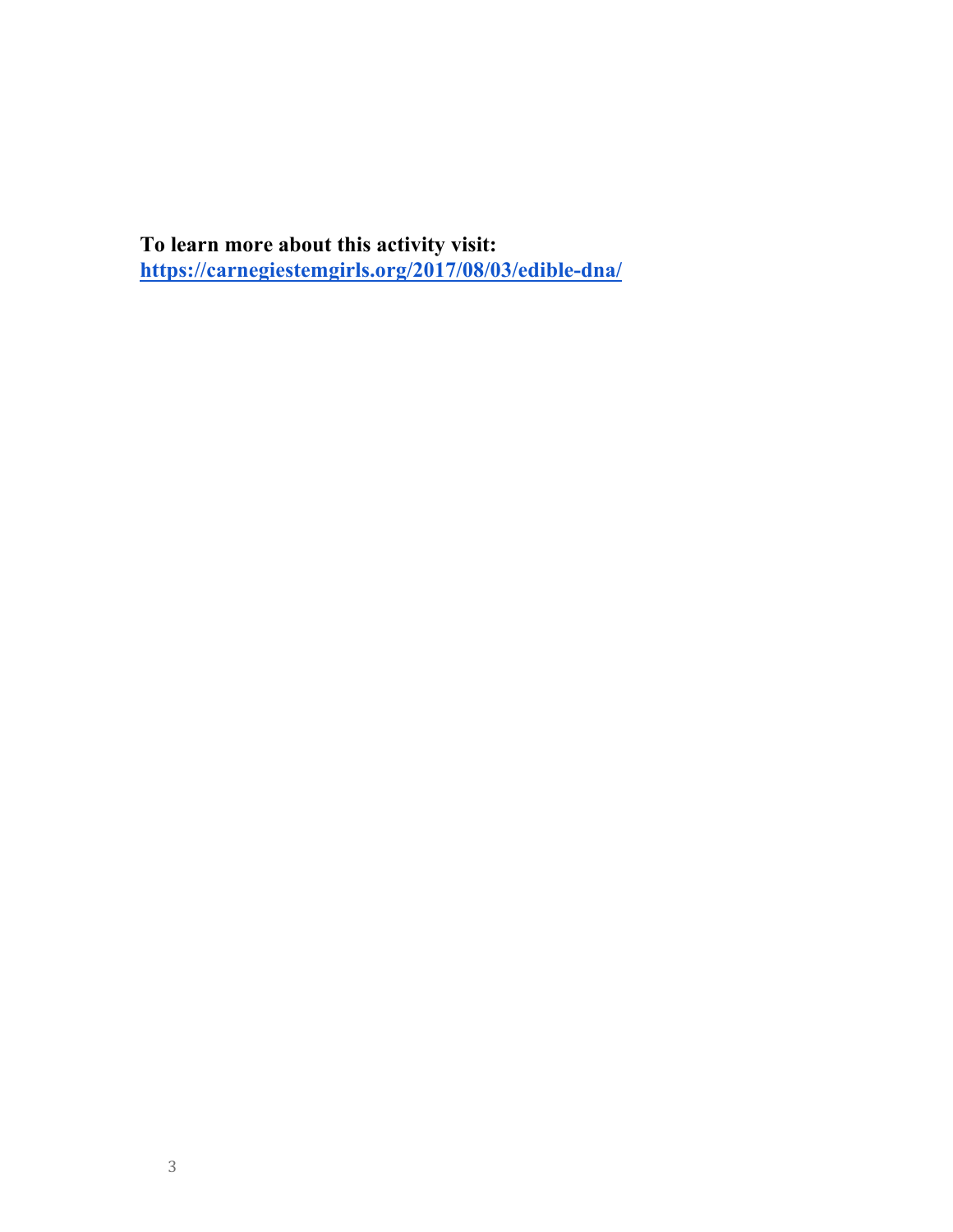**To learn more about this activity visit:**
**https://carnegiestemgirls.org/2017/08/03/edible-dna/**